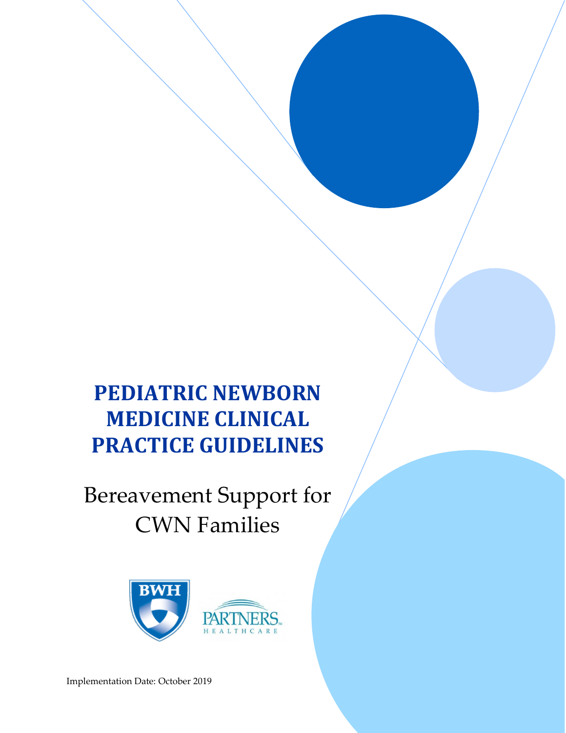# PEDIATRIC NEWBORN MEDICINE CLINICAL PRACTICE GUIDELINES

## Bereavement Support for CWN Families

BWH

PARTNERS HEALTHCARE

Implementation Date: October 2019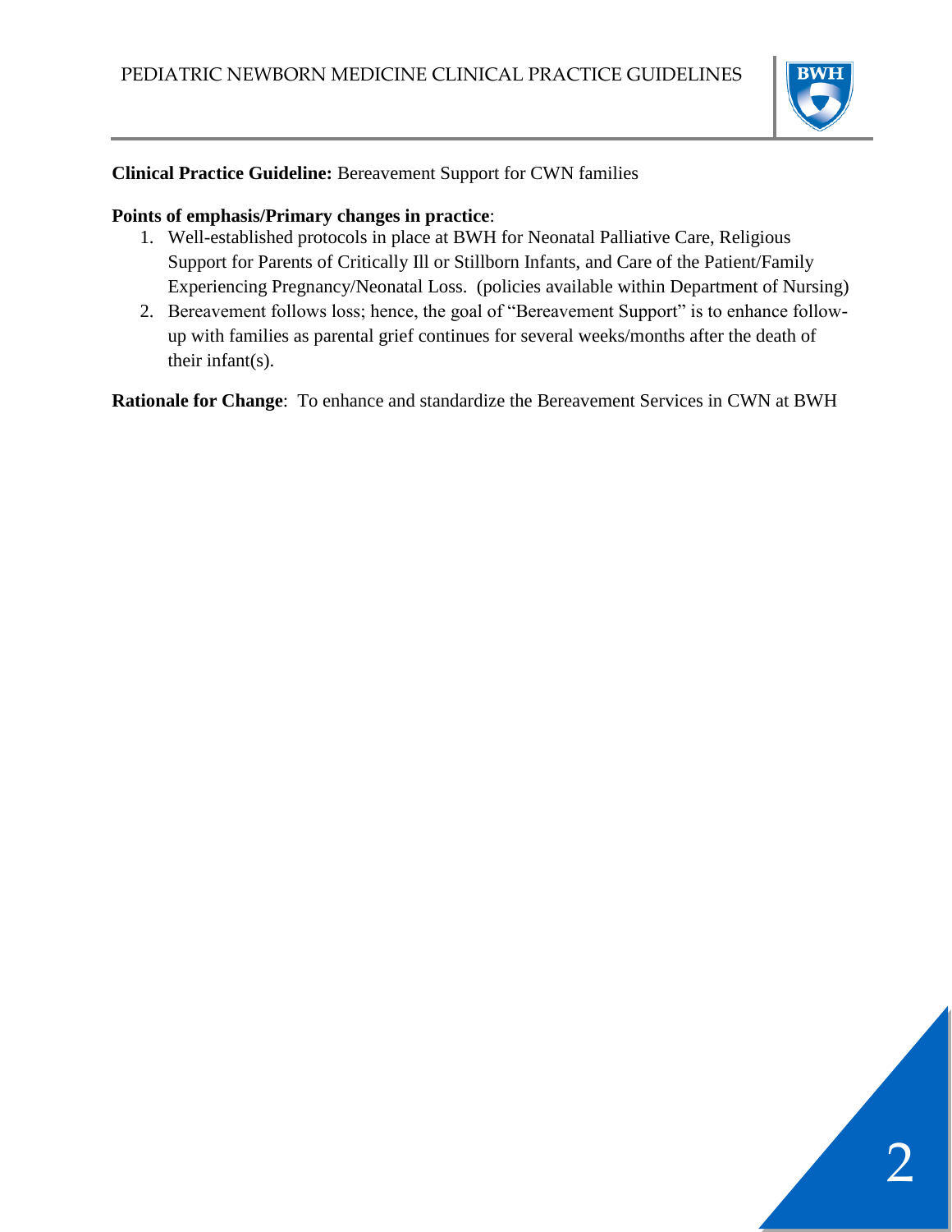**Clinical Practice Guideline:** Bereavement Support for CWN families

**Points of emphasis/Primary changes in practice**:

1. Well-established protocols in place at BWH for Neonatal Palliative Care, Religious Support for Parents of Critically Ill or Stillborn Infants, and Care of the Patient/Family Experiencing Pregnancy/Neonatal Loss. (policies available within Department of Nursing)
2. Bereavement follows loss; hence, the goal of "Bereavement Support" is to enhance follow-up with families as parental grief continues for several weeks/months after the death of their infant(s).

**Rationale for Change**: To enhance and standardize the Bereavement Services in CWN at BWH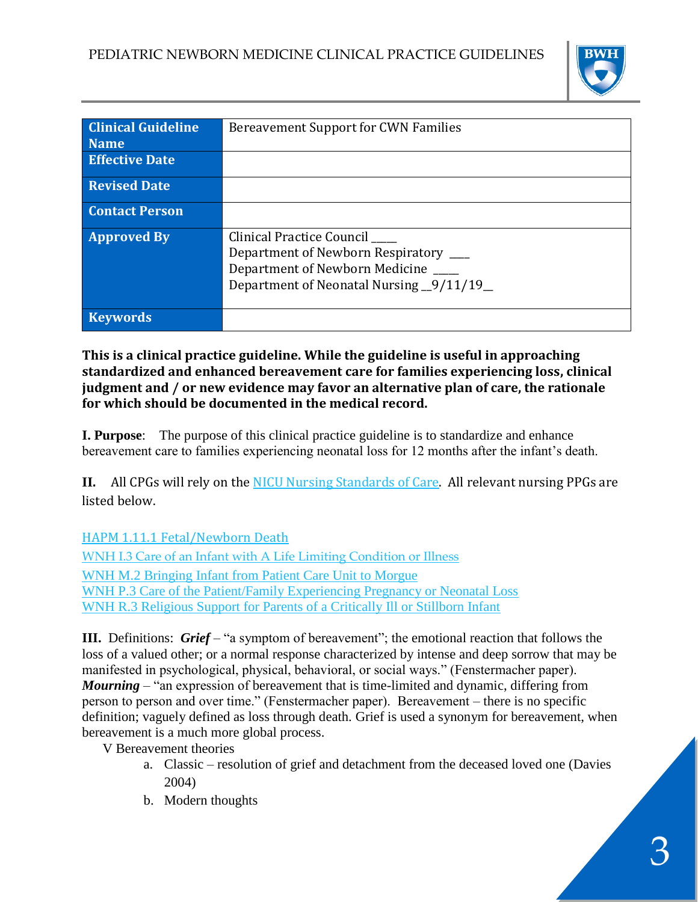| Clinical Guideline Name | Bereavement Support for CWN Families |
|---|---|
| Effective Date | |
| Revised Date | |
| Contact Person | |
| Approved By | Clinical Practice Council ____<br>Department of Newborn Respiratory ___<br>Department of Newborn Medicine ____<br>Department of Neonatal Nursing __9/11/19_ |
| Keywords | |

**This is a clinical practice guideline. While the guideline is useful in approaching standardized and enhanced bereavement care for families experiencing loss, clinical judgment and / or new evidence may favor an alternative plan of care, the rationale for which should be documented in the medical record.**

**I. Purpose**: The purpose of this clinical practice guideline is to standardize and enhance bereavement care to families experiencing neonatal loss for 12 months after the infant's death.

**II.** All CPGs will rely on the [NICU Nursing Standards of Care](). All relevant nursing PPGs are listed below.

[HAPM 1.11.1 Fetal/Newborn Death]()
[WNH I.3 Care of an Infant with A Life Limiting Condition or Illness]()
[WNH M.2 Bringing Infant from Patient Care Unit to Morgue]()
[WNH P.3 Care of the Patient/Family Experiencing Pregnancy or Neonatal Loss]()
[WNH R.3 Religious Support for Parents of a Critically Ill or Stillborn Infant]()

**III.** Definitions: ***Grief*** – "a symptom of bereavement"; the emotional reaction that follows the loss of a valued other; or a normal response characterized by intense and deep sorrow that may be manifested in psychological, physical, behavioral, or social ways." (Fenstermacher paper). ***Mourning*** – "an expression of bereavement that is time-limited and dynamic, differing from person to person and over time." (Fenstermacher paper). Bereavement – there is no specific definition; vaguely defined as loss through death. Grief is used a synonym for bereavement, when bereavement is a much more global process.

V Bereavement theories

a. Classic – resolution of grief and detachment from the deceased loved one (Davies 2004)
b. Modern thoughts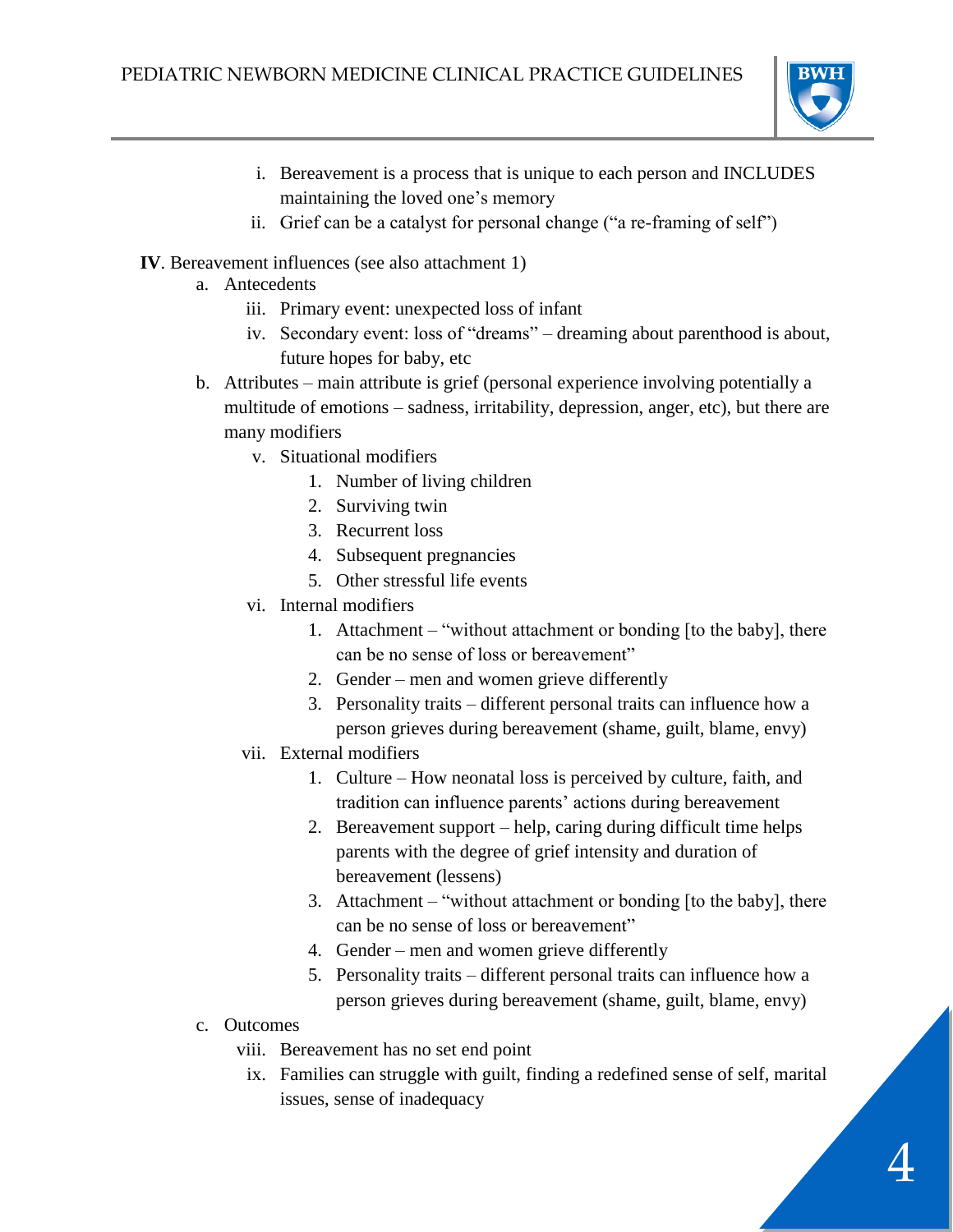i. Bereavement is a process that is unique to each person and INCLUDES maintaining the loved one's memory
ii. Grief can be a catalyst for personal change ("a re-framing of self")

**IV**. Bereavement influences (see also attachment 1)

a. Antecedents
   iii. Primary event: unexpected loss of infant
   iv. Secondary event: loss of "dreams" – dreaming about parenthood is about, future hopes for baby, etc
b. Attributes – main attribute is grief (personal experience involving potentially a multitude of emotions – sadness, irritability, depression, anger, etc), but there are many modifiers
   v. Situational modifiers
      1. Number of living children
      2. Surviving twin
      3. Recurrent loss
      4. Subsequent pregnancies
      5. Other stressful life events
   vi. Internal modifiers
      1. Attachment – "without attachment or bonding [to the baby], there can be no sense of loss or bereavement"
      2. Gender – men and women grieve differently
      3. Personality traits – different personal traits can influence how a person grieves during bereavement (shame, guilt, blame, envy)
   vii. External modifiers
      1. Culture – How neonatal loss is perceived by culture, faith, and tradition can influence parents' actions during bereavement
      2. Bereavement support – help, caring during difficult time helps parents with the degree of grief intensity and duration of bereavement (lessens)
      3. Attachment – "without attachment or bonding [to the baby], there can be no sense of loss or bereavement"
      4. Gender – men and women grieve differently
      5. Personality traits – different personal traits can influence how a person grieves during bereavement (shame, guilt, blame, envy)
c. Outcomes
   viii. Bereavement has no set end point
   ix. Families can struggle with guilt, finding a redefined sense of self, marital issues, sense of inadequacy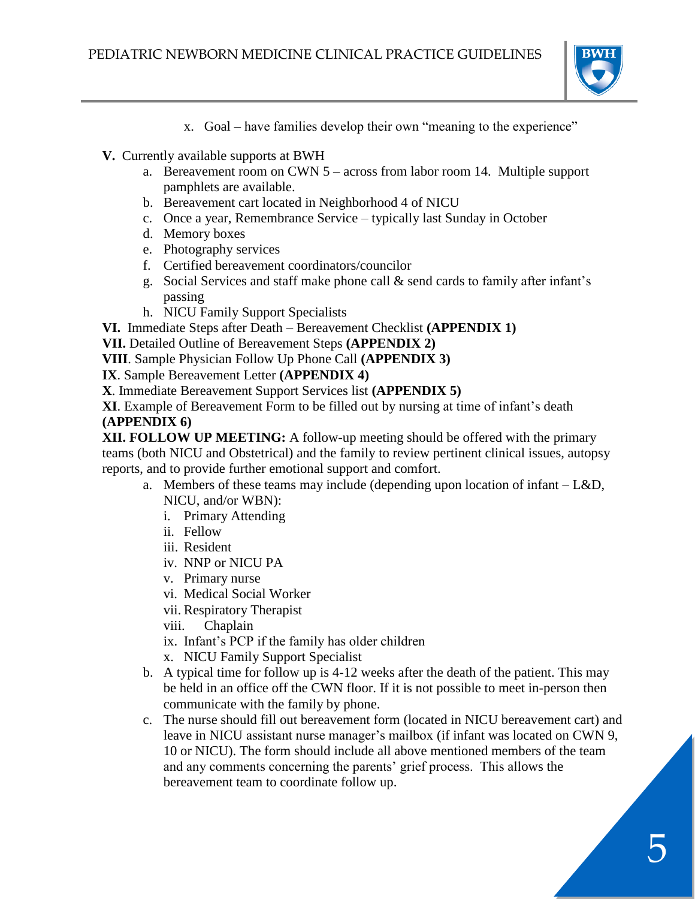x. Goal – have families develop their own "meaning to the experience"

**V.** Currently available supports at BWH

a. Bereavement room on CWN 5 – across from labor room 14. Multiple support pamphlets are available.
b. Bereavement cart located in Neighborhood 4 of NICU
c. Once a year, Remembrance Service – typically last Sunday in October
d. Memory boxes
e. Photography services
f. Certified bereavement coordinators/councilor
g. Social Services and staff make phone call & send cards to family after infant's passing
h. NICU Family Support Specialists

**VI.** Immediate Steps after Death – Bereavement Checklist **(APPENDIX 1)**

**VII.** Detailed Outline of Bereavement Steps **(APPENDIX 2)**

**VIII**. Sample Physician Follow Up Phone Call **(APPENDIX 3)**

**IX**. Sample Bereavement Letter **(APPENDIX 4)**

**X**. Immediate Bereavement Support Services list **(APPENDIX 5)**

**XI**. Example of Bereavement Form to be filled out by nursing at time of infant's death **(APPENDIX 6)**

**XII. FOLLOW UP MEETING:** A follow-up meeting should be offered with the primary teams (both NICU and Obstetrical) and the family to review pertinent clinical issues, autopsy reports, and to provide further emotional support and comfort.

a. Members of these teams may include (depending upon location of infant – L&D, NICU, and/or WBN):
   i. Primary Attending
   ii. Fellow
   iii. Resident
   iv. NNP or NICU PA
   v. Primary nurse
   vi. Medical Social Worker
   vii. Respiratory Therapist
   viii. Chaplain
   ix. Infant's PCP if the family has older children
   x. NICU Family Support Specialist
b. A typical time for follow up is 4-12 weeks after the death of the patient. This may be held in an office off the CWN floor. If it is not possible to meet in-person then communicate with the family by phone.
c. The nurse should fill out bereavement form (located in NICU bereavement cart) and leave in NICU assistant nurse manager's mailbox (if infant was located on CWN 9, 10 or NICU). The form should include all above mentioned members of the team and any comments concerning the parents' grief process. This allows the bereavement team to coordinate follow up.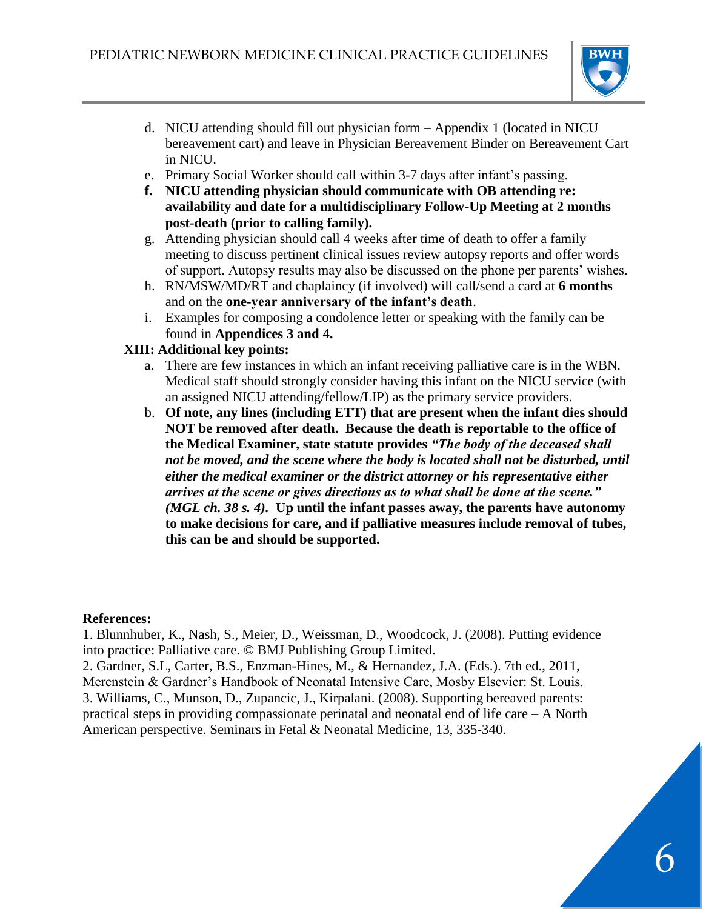d. NICU attending should fill out physician form – Appendix 1 (located in NICU bereavement cart) and leave in Physician Bereavement Binder on Bereavement Cart in NICU.

e. Primary Social Worker should call within 3-7 days after infant's passing.

**f. NICU attending physician should communicate with OB attending re: availability and date for a multidisciplinary Follow-Up Meeting at 2 months post-death (prior to calling family).**

g. Attending physician should call 4 weeks after time of death to offer a family meeting to discuss pertinent clinical issues review autopsy reports and offer words of support. Autopsy results may also be discussed on the phone per parents' wishes.

h. RN/MSW/MD/RT and chaplaincy (if involved) will call/send a card at **6 months** and on the **one-year anniversary of the infant's death**.

i. Examples for composing a condolence letter or speaking with the family can be found in **Appendices 3 and 4.**

**XIII: Additional key points:**

a. There are few instances in which an infant receiving palliative care is in the WBN. Medical staff should strongly consider having this infant on the NICU service (with an assigned NICU attending/fellow/LIP) as the primary service providers.

b. **Of note, any lines (including ETT) that are present when the infant dies should NOT be removed after death. Because the death is reportable to the office of the Medical Examiner, state statute provides *"The body of the deceased shall not be moved, and the scene where the body is located shall not be disturbed, until either the medical examiner or the district attorney or his representative either arrives at the scene or gives directions as to what shall be done at the scene." (MGL ch. 38 s. 4).* Up until the infant passes away, the parents have autonomy to make decisions for care, and if palliative measures include removal of tubes, this can be and should be supported.**

**References:**

1. Blunnhuber, K., Nash, S., Meier, D., Weissman, D., Woodcock, J. (2008). Putting evidence into practice: Palliative care. © BMJ Publishing Group Limited.
2. Gardner, S.L, Carter, B.S., Enzman-Hines, M., & Hernandez, J.A. (Eds.). 7th ed., 2011, Merenstein & Gardner's Handbook of Neonatal Intensive Care, Mosby Elsevier: St. Louis.
3. Williams, C., Munson, D., Zupancic, J., Kirpalani. (2008). Supporting bereaved parents: practical steps in providing compassionate perinatal and neonatal end of life care – A North American perspective. Seminars in Fetal & Neonatal Medicine, 13, 335-340.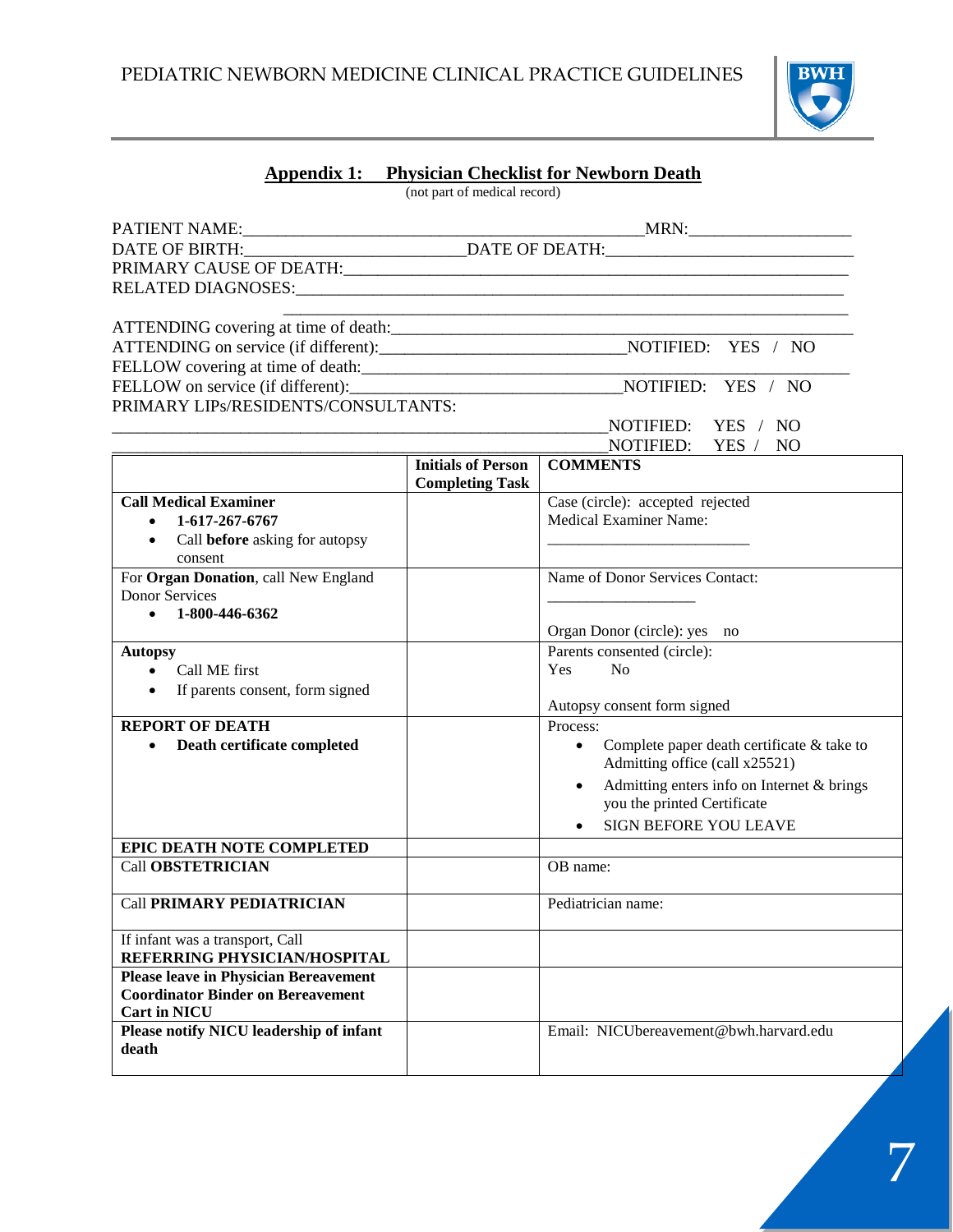## Appendix 1: Physician Checklist for Newborn Death

(not part of medical record)

PATIENT NAME:_____________________________________________MRN:__________________

DATE OF BIRTH:________________________DATE OF DEATH:____________________________

PRIMARY CAUSE OF DEATH:_______________________________________________________

RELATED DIAGNOSES:____________________________________________________________

_______________________________________________________________

ATTENDING covering at time of death:__________________________________________________

ATTENDING on service (if different):___________________________NOTIFIED: YES / NO

FELLOW covering at time of death:____________________________________________________

FELLOW on service (if different):______________________________NOTIFIED: YES / NO

PRIMARY LIPs/RESIDENTS/CONSULTANTS:

_______________________________________________________NOTIFIED: YES / NO

_______________________________________________________NOTIFIED: YES / NO

| | Initials of Person Completing Task | COMMENTS |
|---|---|---|
| **Call Medical Examiner**<br>• **1-617-267-6767**<br>• Call **before** asking for autopsy consent | | Case (circle): accepted rejected<br>Medical Examiner Name:<br>_________________________ |
| For **Organ Donation**, call New England Donor Services<br>• **1-800-446-6362** | | Name of Donor Services Contact:<br>__________________<br>Organ Donor (circle): yes no |
| **Autopsy**<br>• Call ME first<br>• If parents consent, form signed | | Parents consented (circle):<br>Yes No<br>Autopsy consent form signed |
| **REPORT OF DEATH**<br>• **Death certificate completed** | | Process:<br>• Complete paper death certificate & take to Admitting office (call x25521)<br>• Admitting enters info on Internet & brings you the printed Certificate<br>• SIGN BEFORE YOU LEAVE |
| **EPIC DEATH NOTE COMPLETED** | | |
| Call **OBSTETRICIAN** | | OB name: |
| Call **PRIMARY PEDIATRICIAN** | | Pediatrician name: |
| If infant was a transport, Call **REFERRING PHYSICIAN/HOSPITAL** | | |
| **Please leave in Physician Bereavement Coordinator Binder on Bereavement Cart in NICU** | | |
| **Please notify NICU leadership of infant death** | | Email: NICUbereavement@bwh.harvard.edu |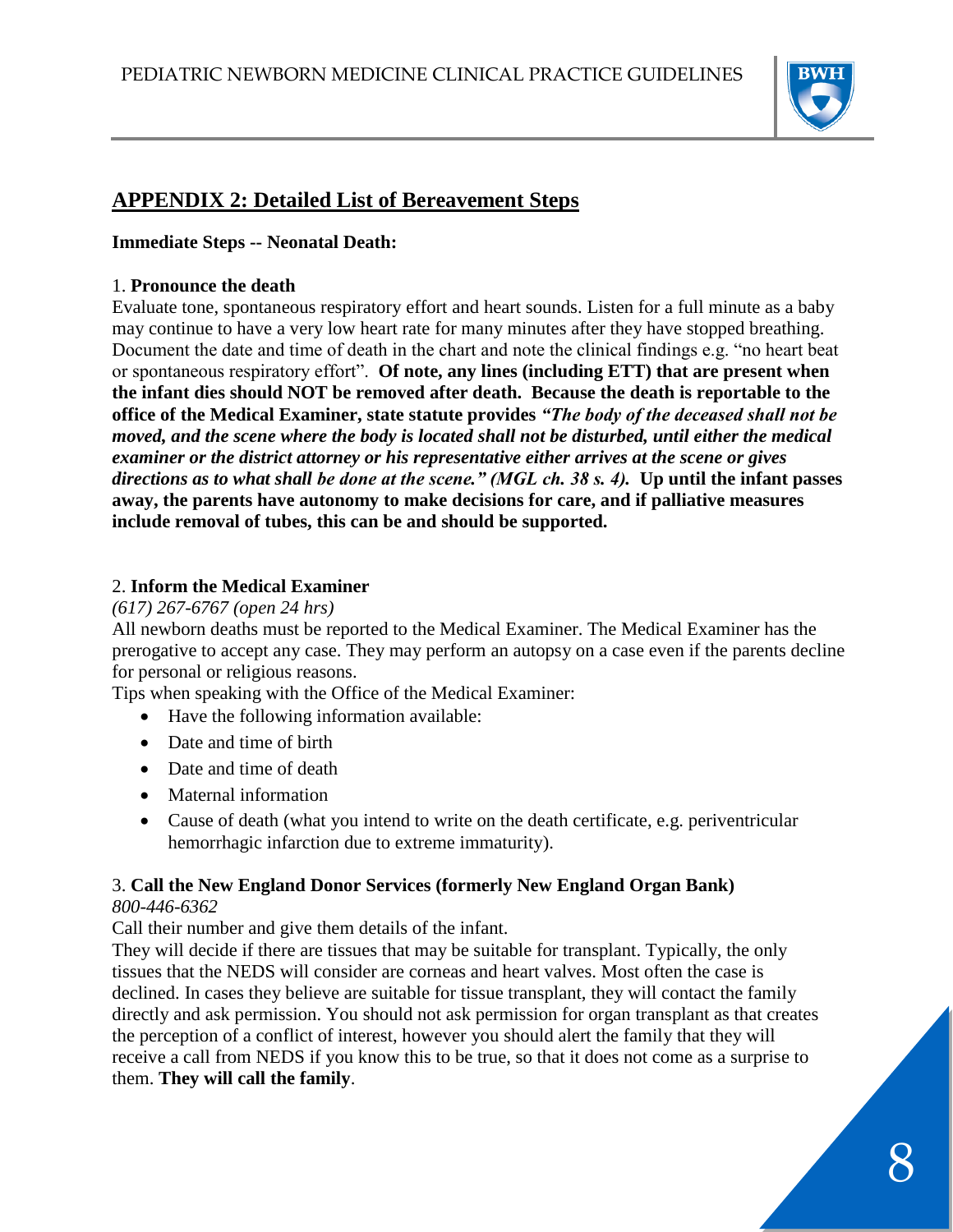## APPENDIX 2: Detailed List of Bereavement Steps

**Immediate Steps -- Neonatal Death:**

1. **Pronounce the death**

Evaluate tone, spontaneous respiratory effort and heart sounds. Listen for a full minute as a baby may continue to have a very low heart rate for many minutes after they have stopped breathing. Document the date and time of death in the chart and note the clinical findings e.g. "no heart beat or spontaneous respiratory effort". **Of note, any lines (including ETT) that are present when the infant dies should NOT be removed after death. Because the death is reportable to the office of the Medical Examiner, state statute provides *"The body of the deceased shall not be moved, and the scene where the body is located shall not be disturbed, until either the medical examiner or the district attorney or his representative either arrives at the scene or gives directions as to what shall be done at the scene." (MGL ch. 38 s. 4).* Up until the infant passes away, the parents have autonomy to make decisions for care, and if palliative measures include removal of tubes, this can be and should be supported.**

2. **Inform the Medical Examiner**

*(617) 267-6767 (open 24 hrs)*

All newborn deaths must be reported to the Medical Examiner. The Medical Examiner has the prerogative to accept any case. They may perform an autopsy on a case even if the parents decline for personal or religious reasons.

Tips when speaking with the Office of the Medical Examiner:

- Have the following information available:
- Date and time of birth
- Date and time of death
- Maternal information
- Cause of death (what you intend to write on the death certificate, e.g. periventricular hemorrhagic infarction due to extreme immaturity).

3. **Call the New England Donor Services (formerly New England Organ Bank)**

*800-446-6362*

Call their number and give them details of the infant.

They will decide if there are tissues that may be suitable for transplant. Typically, the only tissues that the NEDS will consider are corneas and heart valves. Most often the case is declined. In cases they believe are suitable for tissue transplant, they will contact the family directly and ask permission. You should not ask permission for organ transplant as that creates the perception of a conflict of interest, however you should alert the family that they will receive a call from NEDS if you know this to be true, so that it does not come as a surprise to them. **They will call the family**.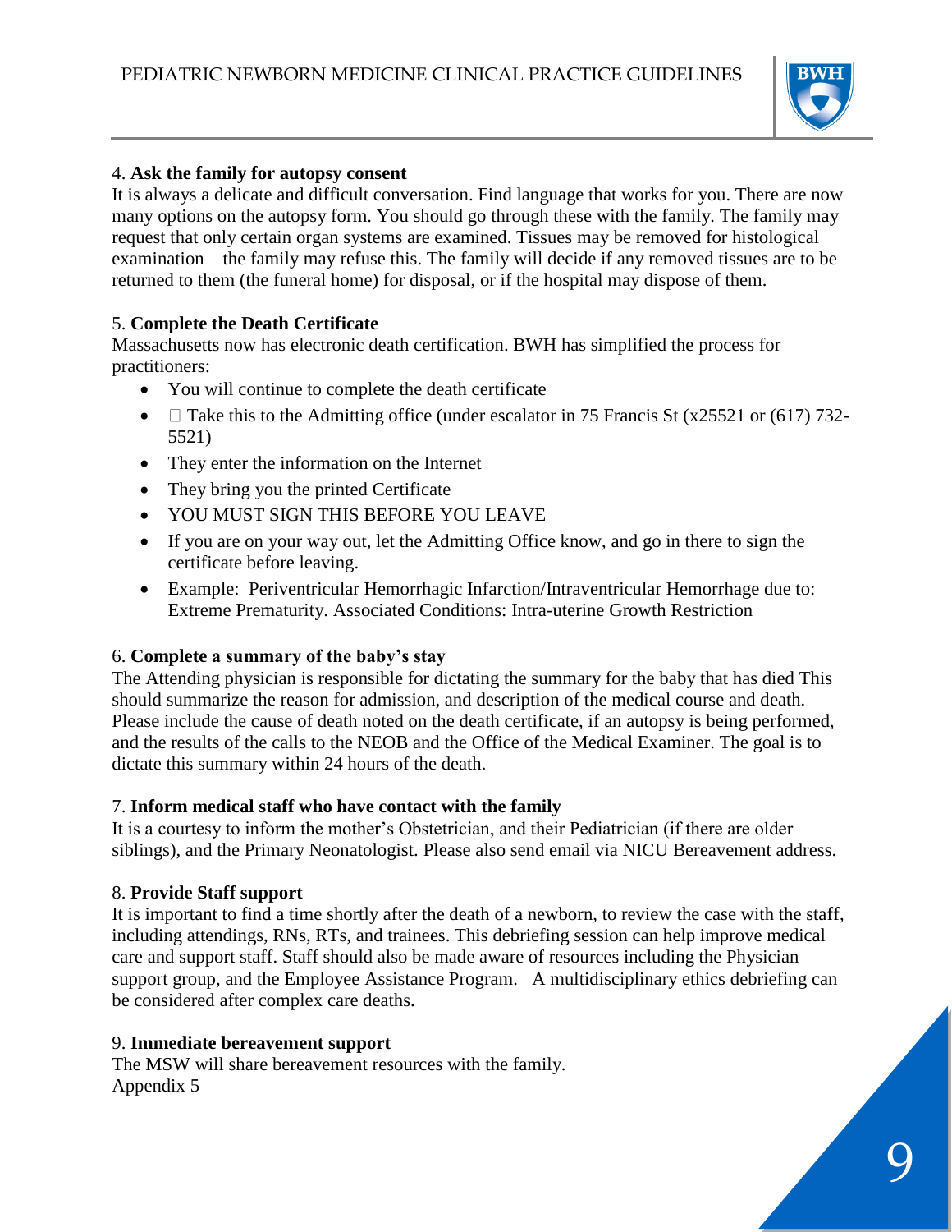4. **Ask the family for autopsy consent**

It is always a delicate and difficult conversation. Find language that works for you. There are now many options on the autopsy form. You should go through these with the family. The family may request that only certain organ systems are examined. Tissues may be removed for histological examination – the family may refuse this. The family will decide if any removed tissues are to be returned to them (the funeral home) for disposal, or if the hospital may dispose of them.

5. **Complete the Death Certificate**

Massachusetts now has electronic death certification. BWH has simplified the process for practitioners:

- You will continue to complete the death certificate
-  Take this to the Admitting office (under escalator in 75 Francis St (x25521 or (617) 732-5521)
- They enter the information on the Internet
- They bring you the printed Certificate
- YOU MUST SIGN THIS BEFORE YOU LEAVE
- If you are on your way out, let the Admitting Office know, and go in there to sign the certificate before leaving.
- Example: Periventricular Hemorrhagic Infarction/Intraventricular Hemorrhage due to: Extreme Prematurity. Associated Conditions: Intra-uterine Growth Restriction

6. **Complete a summary of the baby's stay**

The Attending physician is responsible for dictating the summary for the baby that has died This should summarize the reason for admission, and description of the medical course and death. Please include the cause of death noted on the death certificate, if an autopsy is being performed, and the results of the calls to the NEOB and the Office of the Medical Examiner. The goal is to dictate this summary within 24 hours of the death.

7. **Inform medical staff who have contact with the family**

It is a courtesy to inform the mother's Obstetrician, and their Pediatrician (if there are older siblings), and the Primary Neonatologist. Please also send email via NICU Bereavement address.

8. **Provide Staff support**

It is important to find a time shortly after the death of a newborn, to review the case with the staff, including attendings, RNs, RTs, and trainees. This debriefing session can help improve medical care and support staff. Staff should also be made aware of resources including the Physician support group, and the Employee Assistance Program. A multidisciplinary ethics debriefing can be considered after complex care deaths.

9. **Immediate bereavement support**

The MSW will share bereavement resources with the family.
Appendix 5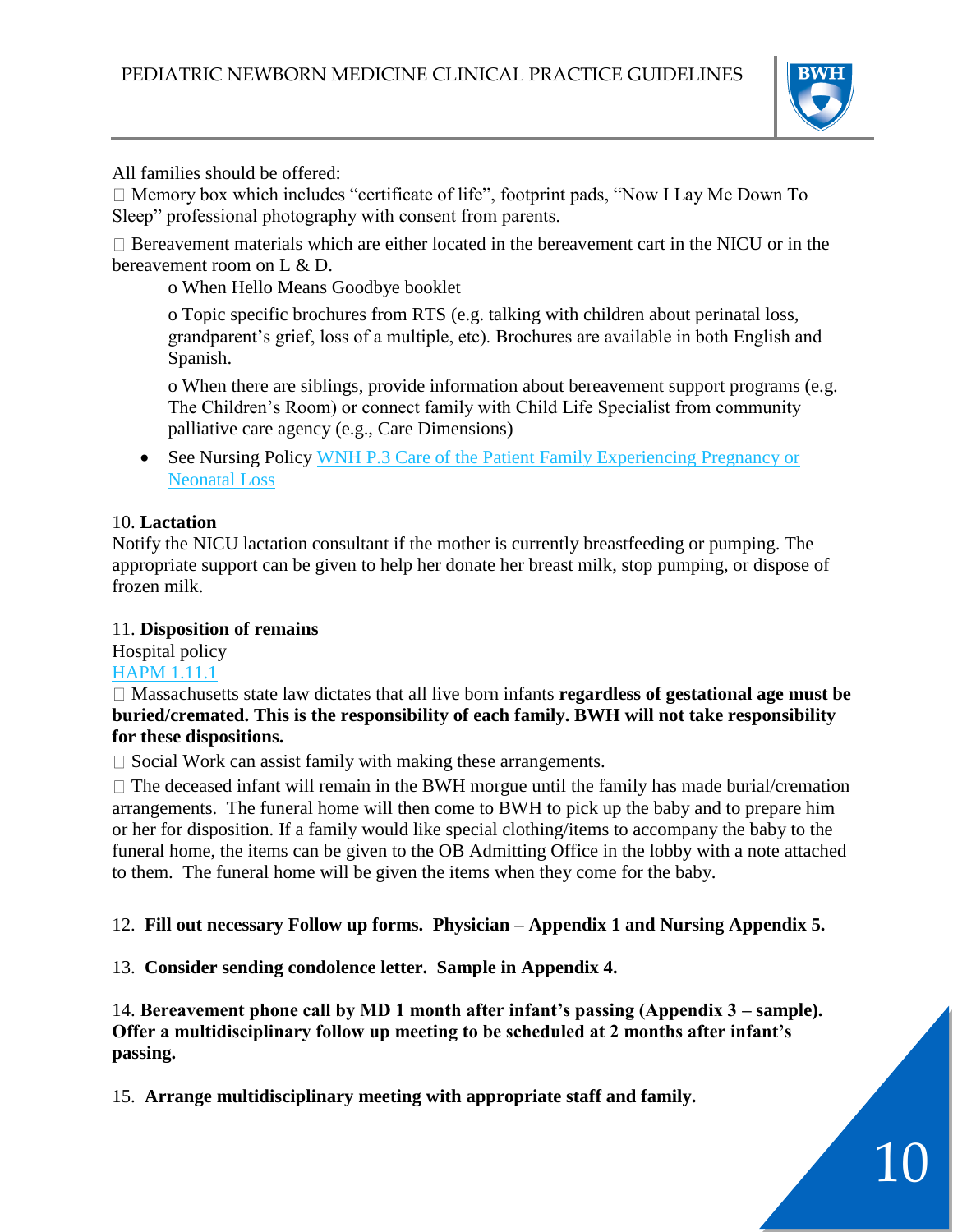All families should be offered:

- Memory box which includes "certificate of life", footprint pads, "Now I Lay Me Down To Sleep" professional photography with consent from parents.
- Bereavement materials which are either located in the bereavement cart in the NICU or in the bereavement room on L & D.
  - When Hello Means Goodbye booklet
  - Topic specific brochures from RTS (e.g. talking with children about perinatal loss, grandparent's grief, loss of a multiple, etc). Brochures are available in both English and Spanish.
  - When there are siblings, provide information about bereavement support programs (e.g. The Children's Room) or connect family with Child Life Specialist from community palliative care agency (e.g., Care Dimensions)
- See Nursing Policy WNH P.3 Care of the Patient Family Experiencing Pregnancy or Neonatal Loss

10. **Lactation**

Notify the NICU lactation consultant if the mother is currently breastfeeding or pumping. The appropriate support can be given to help her donate her breast milk, stop pumping, or dispose of frozen milk.

11. **Disposition of remains**

Hospital policy

HAPM 1.11.1

- Massachusetts state law dictates that all live born infants **regardless of gestational age must be buried/cremated. This is the responsibility of each family. BWH will not take responsibility for these dispositions.**
- Social Work can assist family with making these arrangements.
- The deceased infant will remain in the BWH morgue until the family has made burial/cremation arrangements. The funeral home will then come to BWH to pick up the baby and to prepare him or her for disposition. If a family would like special clothing/items to accompany the baby to the funeral home, the items can be given to the OB Admitting Office in the lobby with a note attached to them. The funeral home will be given the items when they come for the baby.

12. **Fill out necessary Follow up forms. Physician – Appendix 1 and Nursing Appendix 5.**

13. **Consider sending condolence letter. Sample in Appendix 4.**

14. **Bereavement phone call by MD 1 month after infant's passing (Appendix 3 – sample). Offer a multidisciplinary follow up meeting to be scheduled at 2 months after infant's passing.**

15. **Arrange multidisciplinary meeting with appropriate staff and family.**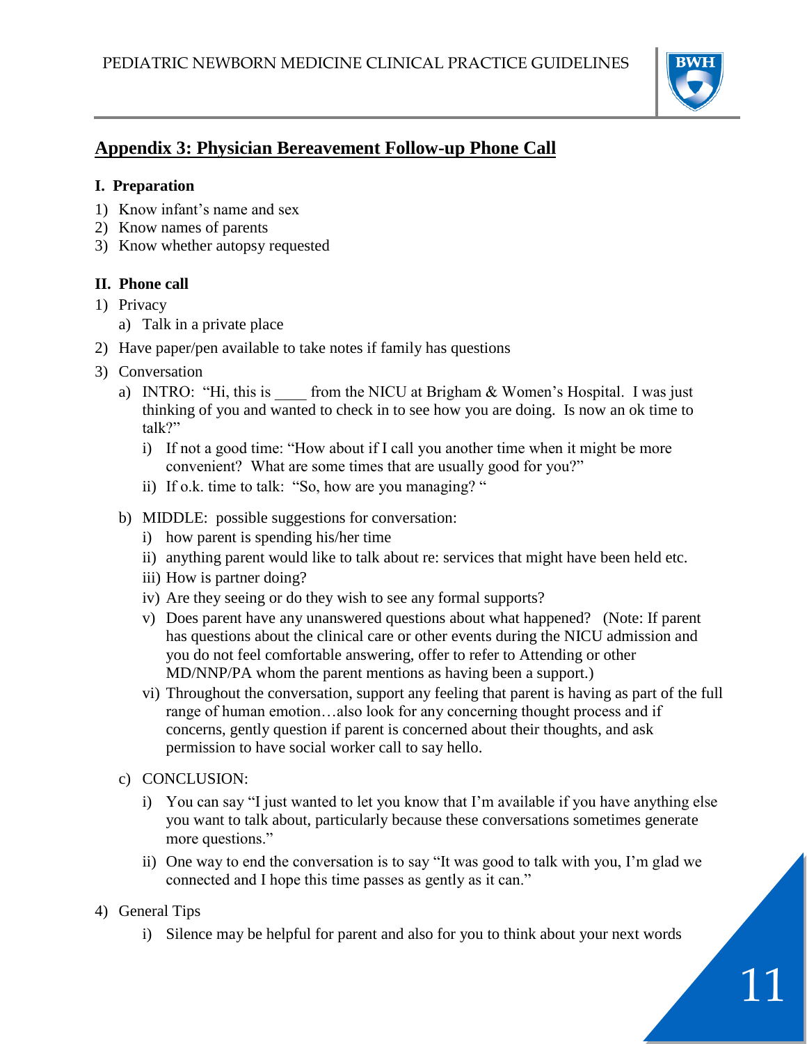## Appendix 3: Physician Bereavement Follow-up Phone Call

### I. Preparation

1) Know infant's name and sex
2) Know names of parents
3) Know whether autopsy requested

### II. Phone call

1) Privacy
   a) Talk in a private place
2) Have paper/pen available to take notes if family has questions
3) Conversation
   a) INTRO: "Hi, this is ____ from the NICU at Brigham & Women's Hospital. I was just thinking of you and wanted to check in to see how you are doing. Is now an ok time to talk?"
      i) If not a good time: "How about if I call you another time when it might be more convenient? What are some times that are usually good for you?"
      ii) If o.k. time to talk: "So, how are you managing? "
   b) MIDDLE: possible suggestions for conversation:
      i) how parent is spending his/her time
      ii) anything parent would like to talk about re: services that might have been held etc.
      iii) How is partner doing?
      iv) Are they seeing or do they wish to see any formal supports?
      v) Does parent have any unanswered questions about what happened? (Note: If parent has questions about the clinical care or other events during the NICU admission and you do not feel comfortable answering, offer to refer to Attending or other MD/NNP/PA whom the parent mentions as having been a support.)
      vi) Throughout the conversation, support any feeling that parent is having as part of the full range of human emotion…also look for any concerning thought process and if concerns, gently question if parent is concerned about their thoughts, and ask permission to have social worker call to say hello.
   c) CONCLUSION:
      i) You can say "I just wanted to let you know that I'm available if you have anything else you want to talk about, particularly because these conversations sometimes generate more questions."
      ii) One way to end the conversation is to say "It was good to talk with you, I'm glad we connected and I hope this time passes as gently as it can."
4) General Tips
   i) Silence may be helpful for parent and also for you to think about your next words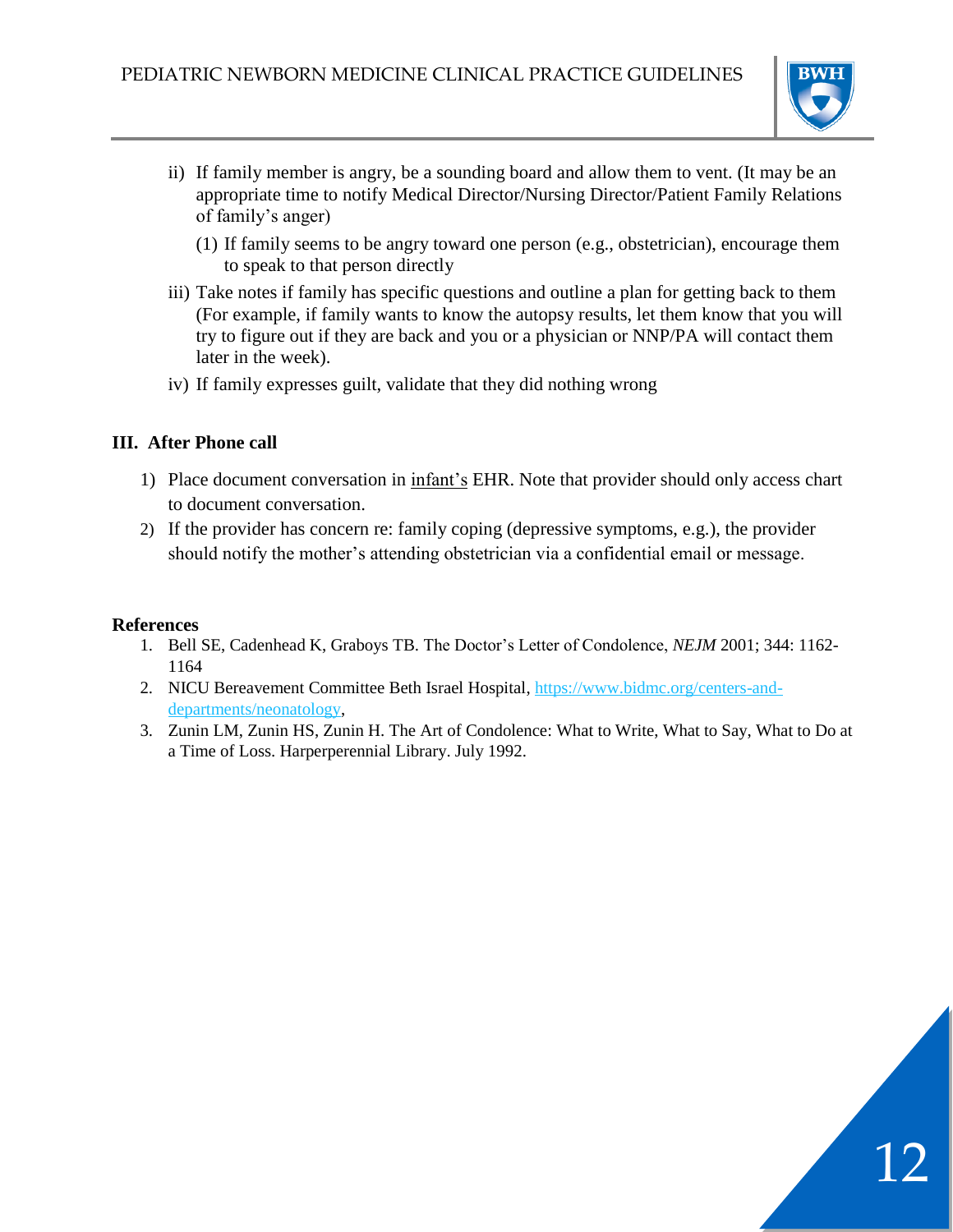ii) If family member is angry, be a sounding board and allow them to vent. (It may be an appropriate time to notify Medical Director/Nursing Director/Patient Family Relations of family's anger)

   (1) If family seems to be angry toward one person (e.g., obstetrician), encourage them to speak to that person directly

iii) Take notes if family has specific questions and outline a plan for getting back to them (For example, if family wants to know the autopsy results, let them know that you will try to figure out if they are back and you or a physician or NNP/PA will contact them later in the week).

iv) If family expresses guilt, validate that they did nothing wrong

## III. After Phone call

1) Place document conversation in <u>infant's</u> EHR. Note that provider should only access chart to document conversation.
2) If the provider has concern re: family coping (depressive symptoms, e.g.), the provider should notify the mother's attending obstetrician via a confidential email or message.

## References

1. Bell SE, Cadenhead K, Graboys TB. The Doctor's Letter of Condolence, *NEJM* 2001; 344: 1162-1164
2. NICU Bereavement Committee Beth Israel Hospital, https://www.bidmc.org/centers-and-departments/neonatology,
3. Zunin LM, Zunin HS, Zunin H. The Art of Condolence: What to Write, What to Say, What to Do at a Time of Loss. Harperperennial Library. July 1992.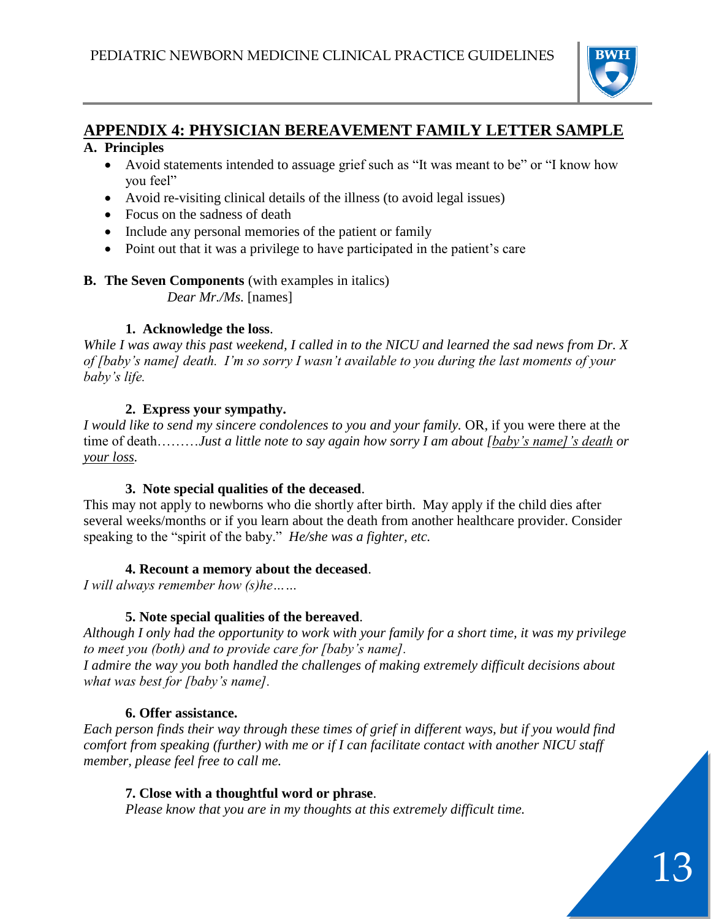## APPENDIX 4: PHYSICIAN BEREAVEMENT FAMILY LETTER SAMPLE

**A. Principles**

- Avoid statements intended to assuage grief such as "It was meant to be" or "I know how you feel"
- Avoid re-visiting clinical details of the illness (to avoid legal issues)
- Focus on the sadness of death
- Include any personal memories of the patient or family
- Point out that it was a privilege to have participated in the patient's care

**B. The Seven Components** (with examples in italics)

*Dear Mr./Ms.* [names]

**1. Acknowledge the loss**.

*While I was away this past weekend, I called in to the NICU and learned the sad news from Dr. X of [baby's name] death. I'm so sorry I wasn't available to you during the last moments of your baby's life.*

**2. Express your sympathy.**

*I would like to send my sincere condolences to you and your family.* OR, if you were there at the time of death………*Just a little note to say again how sorry I am about* *<u>[baby's name]'s death</u>* *or* *<u>your loss</u>.*

**3. Note special qualities of the deceased**.

This may not apply to newborns who die shortly after birth. May apply if the child dies after several weeks/months or if you learn about the death from another healthcare provider. Consider speaking to the "spirit of the baby." *He/she was a fighter, etc.*

**4. Recount a memory about the deceased**.

*I will always remember how (s)he……*

**5. Note special qualities of the bereaved**.

*Although I only had the opportunity to work with your family for a short time, it was my privilege to meet you (both) and to provide care for [baby's name].*

*I admire the way you both handled the challenges of making extremely difficult decisions about what was best for [baby's name].*

**6. Offer assistance.**

*Each person finds their way through these times of grief in different ways, but if you would find comfort from speaking (further) with me or if I can facilitate contact with another NICU staff member, please feel free to call me.*

**7. Close with a thoughtful word or phrase**.

*Please know that you are in my thoughts at this extremely difficult time.*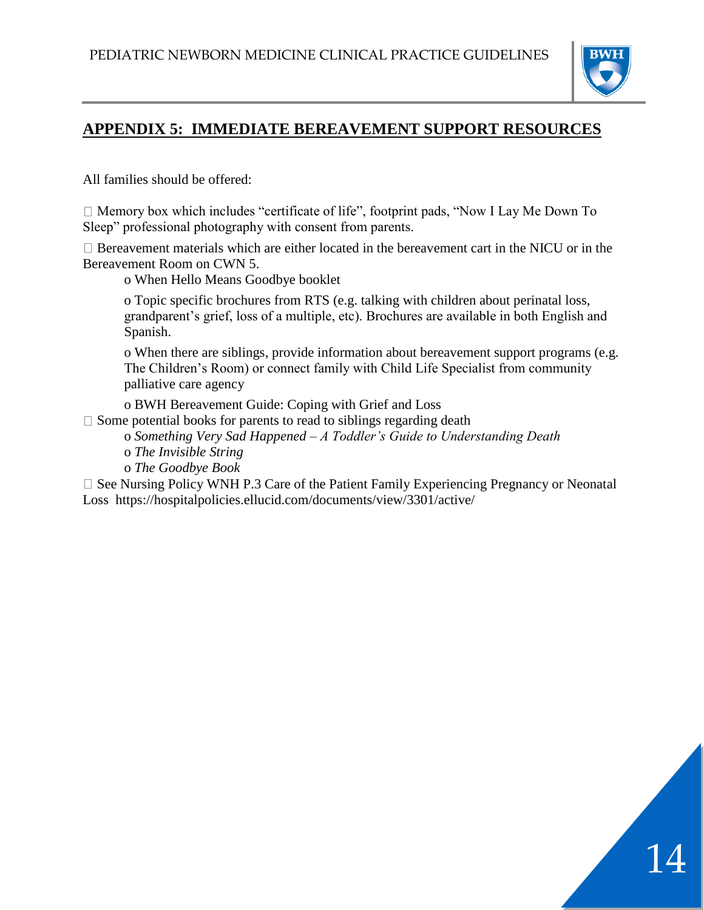## APPENDIX 5: IMMEDIATE BEREAVEMENT SUPPORT RESOURCES

All families should be offered:

- Memory box which includes "certificate of life", footprint pads, "Now I Lay Me Down To Sleep" professional photography with consent from parents.
- Bereavement materials which are either located in the bereavement cart in the NICU or in the Bereavement Room on CWN 5.
  - When Hello Means Goodbye booklet
  - Topic specific brochures from RTS (e.g. talking with children about perinatal loss, grandparent's grief, loss of a multiple, etc). Brochures are available in both English and Spanish.
  - When there are siblings, provide information about bereavement support programs (e.g. The Children's Room) or connect family with Child Life Specialist from community palliative care agency
  - BWH Bereavement Guide: Coping with Grief and Loss
- Some potential books for parents to read to siblings regarding death
  - *Something Very Sad Happened – A Toddler's Guide to Understanding Death*
  - *The Invisible String*
  - *The Goodbye Book*
- See Nursing Policy WNH P.3 Care of the Patient Family Experiencing Pregnancy or Neonatal Loss https://hospitalpolicies.ellucid.com/documents/view/3301/active/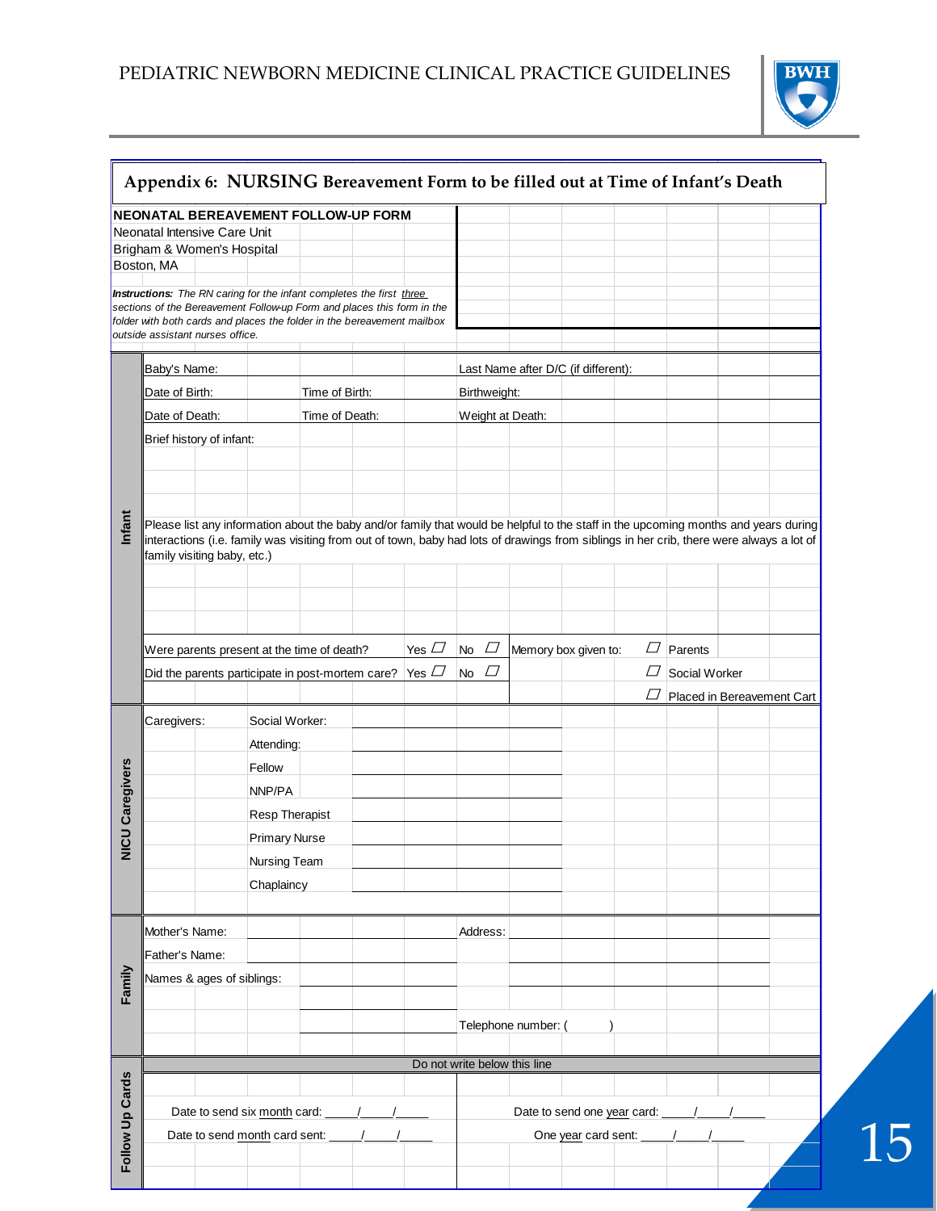## Appendix 6: NURSING Bereavement Form to be filled out at Time of Infant's Death

**NEONATAL BEREAVEMENT FOLLOW-UP FORM**

Neonatal Intensive Care Unit
Brigham & Women's Hospital
Boston, MA

***Instructions:*** *The RN caring for the infant completes the first* *<u>three</u>* *sections of the Bereavement Follow-up Form and places this form in the folder with both cards and places the folder in the bereavement mailbox outside assistant nurses office.*

### Infant

Baby's Name: ______________________ Last Name after D/C (if different): ______________________

Date of Birth: __________ Time of Birth: __________ Birthweight: __________

Date of Death: __________ Time of Death: __________ Weight at Death: __________

Brief history of infant:

Please list any information about the baby and/or family that would be helpful to the staff in the upcoming months and years during interactions (i.e. family was visiting from out of town, baby had lots of drawings from siblings in her crib, there were always a lot of family visiting baby, etc.)

Were parents present at the time of death? Yes ☐ No ☐

Did the parents participate in post-mortem care? Yes ☐ No ☐

Memory box given to:
- ☐ Parents
- ☐ Social Worker
- ☐ Placed in Bereavement Cart

### NICU Caregivers

Caregivers:
- Social Worker: ______________________
- Attending: ______________________
- Fellow ______________________
- NNP/PA ______________________
- Resp Therapist ______________________
- Primary Nurse ______________________
- Nursing Team ______________________
- Chaplaincy ______________________

### Family

Mother's Name: ______________________ Address: ______________________

Father's Name: ______________________

Names & ages of siblings: ______________________

Telephone number: (        )

Do not write below this line

### Follow Up Cards

Date to send six month card: ____/____/_____ Date to send one year card: ____/____/_____

Date to send month card sent: ____/____/_____ One year card sent: ____/____/_____